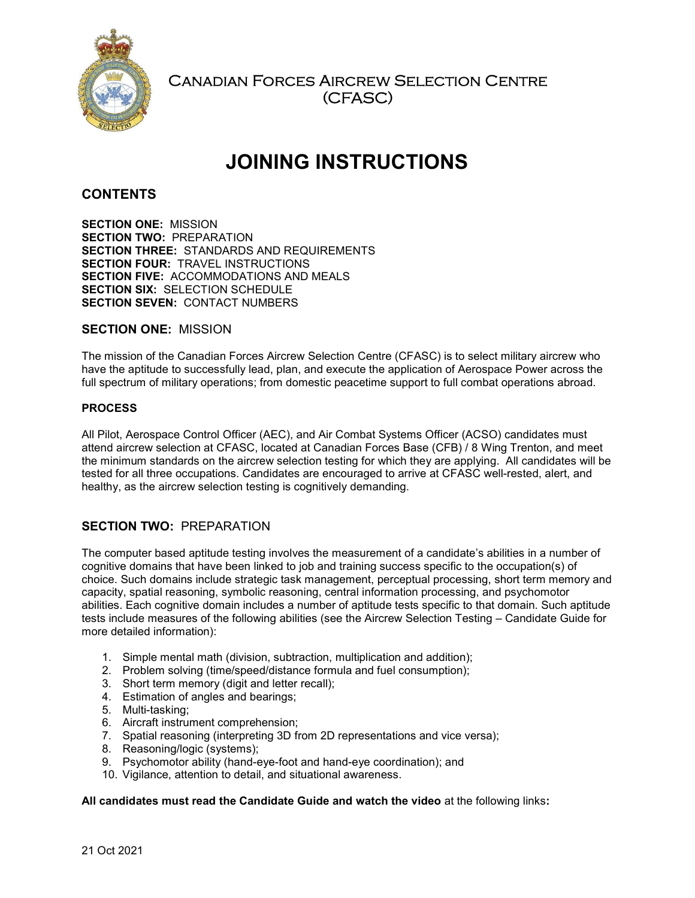# Canadian Forces Aircrew Selection Centre (CFASC)

# JOINING INSTRUCTIONS

## CONTENTS

**SECTION ONE:** MISSION
**SECTION TWO:** PREPARATION
**SECTION THREE:** STANDARDS AND REQUIREMENTS
**SECTION FOUR:** TRAVEL INSTRUCTIONS
**SECTION FIVE:** ACCOMMODATIONS AND MEALS
**SECTION SIX:** SELECTION SCHEDULE
**SECTION SEVEN:** CONTACT NUMBERS

## SECTION ONE: MISSION

The mission of the Canadian Forces Aircrew Selection Centre (CFASC) is to select military aircrew who have the aptitude to successfully lead, plan, and execute the application of Aerospace Power across the full spectrum of military operations; from domestic peacetime support to full combat operations abroad.

### PROCESS

All Pilot, Aerospace Control Officer (AEC), and Air Combat Systems Officer (ACSO) candidates must attend aircrew selection at CFASC, located at Canadian Forces Base (CFB) / 8 Wing Trenton, and meet the minimum standards on the aircrew selection testing for which they are applying. All candidates will be tested for all three occupations. Candidates are encouraged to arrive at CFASC well-rested, alert, and healthy, as the aircrew selection testing is cognitively demanding.

## SECTION TWO: PREPARATION

The computer based aptitude testing involves the measurement of a candidate's abilities in a number of cognitive domains that have been linked to job and training success specific to the occupation(s) of choice. Such domains include strategic task management, perceptual processing, short term memory and capacity, spatial reasoning, symbolic reasoning, central information processing, and psychomotor abilities. Each cognitive domain includes a number of aptitude tests specific to that domain. Such aptitude tests include measures of the following abilities (see the Aircrew Selection Testing – Candidate Guide for more detailed information):

1. Simple mental math (division, subtraction, multiplication and addition);
2. Problem solving (time/speed/distance formula and fuel consumption);
3. Short term memory (digit and letter recall);
4. Estimation of angles and bearings;
5. Multi-tasking;
6. Aircraft instrument comprehension;
7. Spatial reasoning (interpreting 3D from 2D representations and vice versa);
8. Reasoning/logic (systems);
9. Psychomotor ability (hand-eye-foot and hand-eye coordination); and
10. Vigilance, attention to detail, and situational awareness.

**All candidates must read the Candidate Guide and watch the video** at the following links**:**

21 Oct 2021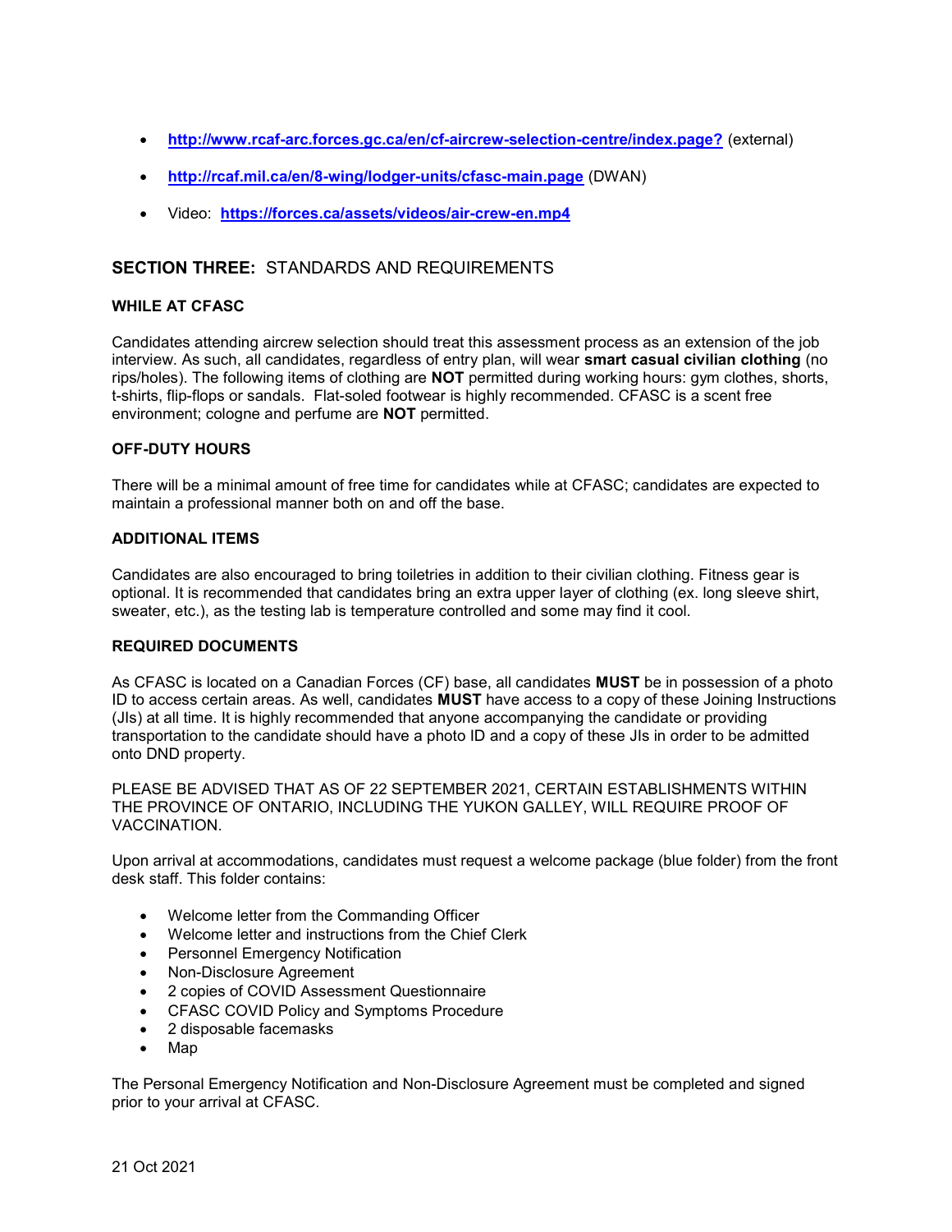- **http://www.rcaf-arc.forces.gc.ca/en/cf-aircrew-selection-centre/index.page?** (external)
- **http://rcaf.mil.ca/en/8-wing/lodger-units/cfasc-main.page** (DWAN)
- Video: **https://forces.ca/assets/videos/air-crew-en.mp4**

## SECTION THREE: STANDARDS AND REQUIREMENTS

### WHILE AT CFASC

Candidates attending aircrew selection should treat this assessment process as an extension of the job interview. As such, all candidates, regardless of entry plan, will wear **smart casual civilian clothing** (no rips/holes). The following items of clothing are **NOT** permitted during working hours: gym clothes, shorts, t-shirts, flip-flops or sandals. Flat-soled footwear is highly recommended. CFASC is a scent free environment; cologne and perfume are **NOT** permitted.

### OFF-DUTY HOURS

There will be a minimal amount of free time for candidates while at CFASC; candidates are expected to maintain a professional manner both on and off the base.

### ADDITIONAL ITEMS

Candidates are also encouraged to bring toiletries in addition to their civilian clothing. Fitness gear is optional. It is recommended that candidates bring an extra upper layer of clothing (ex. long sleeve shirt, sweater, etc.), as the testing lab is temperature controlled and some may find it cool.

### REQUIRED DOCUMENTS

As CFASC is located on a Canadian Forces (CF) base, all candidates **MUST** be in possession of a photo ID to access certain areas. As well, candidates **MUST** have access to a copy of these Joining Instructions (JIs) at all time. It is highly recommended that anyone accompanying the candidate or providing transportation to the candidate should have a photo ID and a copy of these JIs in order to be admitted onto DND property.

PLEASE BE ADVISED THAT AS OF 22 SEPTEMBER 2021, CERTAIN ESTABLISHMENTS WITHIN THE PROVINCE OF ONTARIO, INCLUDING THE YUKON GALLEY, WILL REQUIRE PROOF OF VACCINATION.

Upon arrival at accommodations, candidates must request a welcome package (blue folder) from the front desk staff. This folder contains:

- Welcome letter from the Commanding Officer
- Welcome letter and instructions from the Chief Clerk
- Personnel Emergency Notification
- Non-Disclosure Agreement
- 2 copies of COVID Assessment Questionnaire
- CFASC COVID Policy and Symptoms Procedure
- 2 disposable facemasks
- Map

The Personal Emergency Notification and Non-Disclosure Agreement must be completed and signed prior to your arrival at CFASC.

21 Oct 2021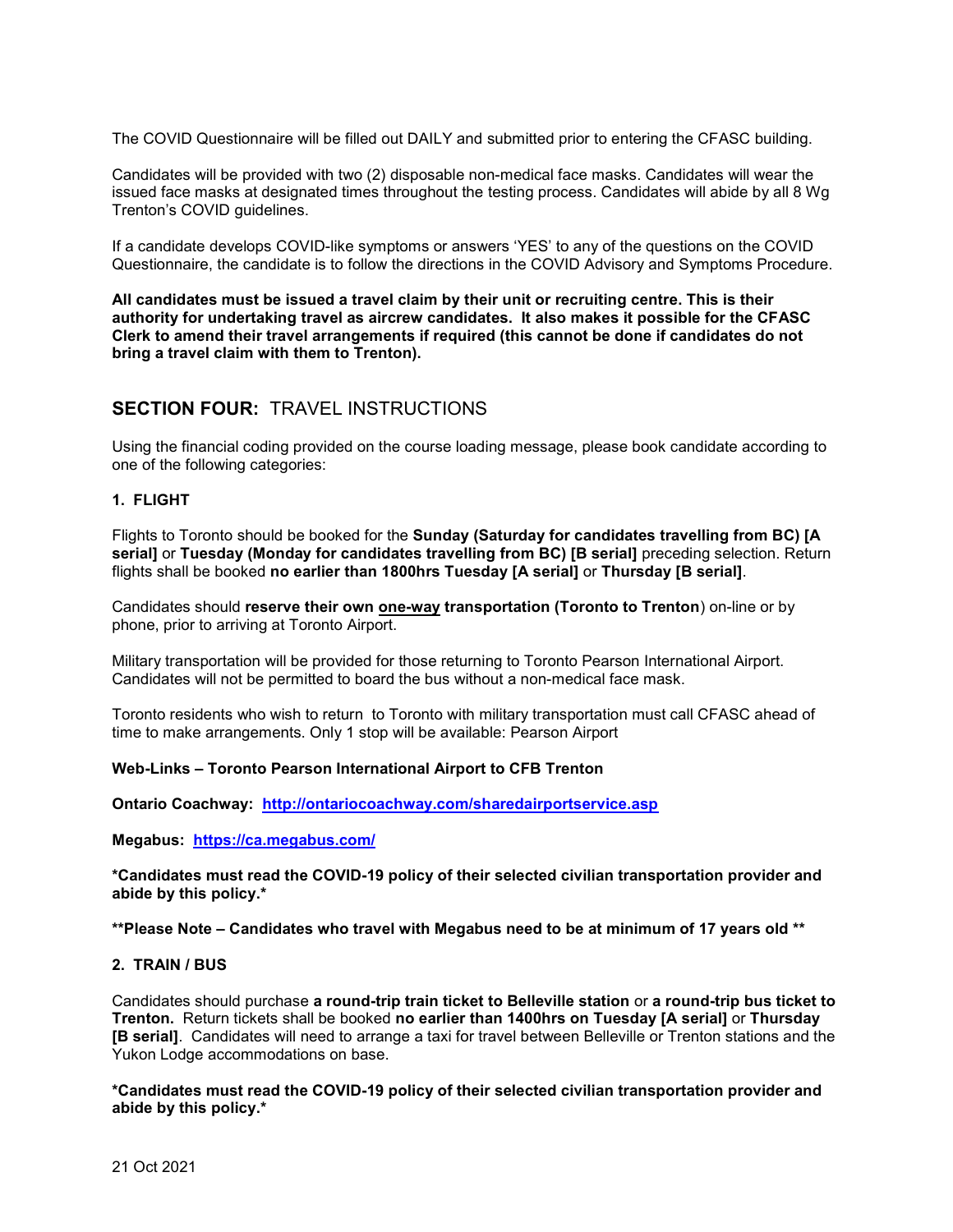The COVID Questionnaire will be filled out DAILY and submitted prior to entering the CFASC building.

Candidates will be provided with two (2) disposable non-medical face masks. Candidates will wear the issued face masks at designated times throughout the testing process. Candidates will abide by all 8 Wg Trenton's COVID guidelines.

If a candidate develops COVID-like symptoms or answers 'YES' to any of the questions on the COVID Questionnaire, the candidate is to follow the directions in the COVID Advisory and Symptoms Procedure.

**All candidates must be issued a travel claim by their unit or recruiting centre. This is their authority for undertaking travel as aircrew candidates. It also makes it possible for the CFASC Clerk to amend their travel arrangements if required (this cannot be done if candidates do not bring a travel claim with them to Trenton).**

## SECTION FOUR: TRAVEL INSTRUCTIONS

Using the financial coding provided on the course loading message, please book candidate according to one of the following categories:

### 1. FLIGHT

Flights to Toronto should be booked for the **Sunday (Saturday for candidates travelling from BC) [A serial]** or **Tuesday (Monday for candidates travelling from BC) [B serial]** preceding selection. Return flights shall be booked **no earlier than 1800hrs Tuesday [A serial]** or **Thursday [B serial]**.

Candidates should **reserve their own <u>one-way</u> transportation (Toronto to Trenton**) on-line or by phone, prior to arriving at Toronto Airport.

Military transportation will be provided for those returning to Toronto Pearson International Airport. Candidates will not be permitted to board the bus without a non-medical face mask.

Toronto residents who wish to return to Toronto with military transportation must call CFASC ahead of time to make arrangements. Only 1 stop will be available: Pearson Airport

**Web-Links – Toronto Pearson International Airport to CFB Trenton**

**Ontario Coachway: [http://ontariocoachway.com/sharedairportservice.asp](http://ontariocoachway.com/sharedairportservice.asp)**

**Megabus: [https://ca.megabus.com/](https://ca.megabus.com/)**

**\*Candidates must read the COVID-19 policy of their selected civilian transportation provider and abide by this policy.\***

**\*\*Please Note – Candidates who travel with Megabus need to be at minimum of 17 years old \*\***

### 2. TRAIN / BUS

Candidates should purchase **a round-trip train ticket to Belleville station** or **a round-trip bus ticket to Trenton.** Return tickets shall be booked **no earlier than 1400hrs on Tuesday [A serial]** or **Thursday [B serial]**. Candidates will need to arrange a taxi for travel between Belleville or Trenton stations and the Yukon Lodge accommodations on base.

**\*Candidates must read the COVID-19 policy of their selected civilian transportation provider and abide by this policy.\***

21 Oct 2021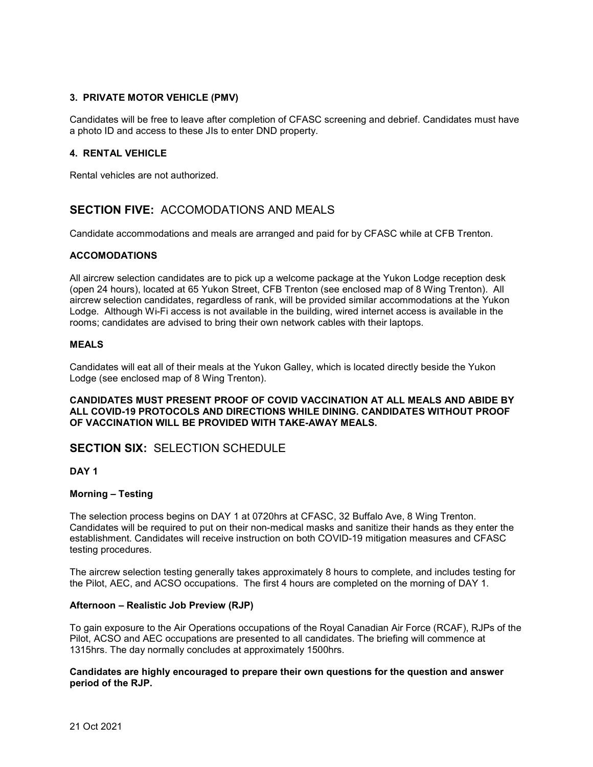### 3. PRIVATE MOTOR VEHICLE (PMV)

Candidates will be free to leave after completion of CFASC screening and debrief. Candidates must have a photo ID and access to these JIs to enter DND property.

### 4. RENTAL VEHICLE

Rental vehicles are not authorized.

## SECTION FIVE: ACCOMODATIONS AND MEALS

Candidate accommodations and meals are arranged and paid for by CFASC while at CFB Trenton.

### ACCOMODATIONS

All aircrew selection candidates are to pick up a welcome package at the Yukon Lodge reception desk (open 24 hours), located at 65 Yukon Street, CFB Trenton (see enclosed map of 8 Wing Trenton). All aircrew selection candidates, regardless of rank, will be provided similar accommodations at the Yukon Lodge. Although Wi-Fi access is not available in the building, wired internet access is available in the rooms; candidates are advised to bring their own network cables with their laptops.

### MEALS

Candidates will eat all of their meals at the Yukon Galley, which is located directly beside the Yukon Lodge (see enclosed map of 8 Wing Trenton).

**CANDIDATES MUST PRESENT PROOF OF COVID VACCINATION AT ALL MEALS AND ABIDE BY ALL COVID-19 PROTOCOLS AND DIRECTIONS WHILE DINING. CANDIDATES WITHOUT PROOF OF VACCINATION WILL BE PROVIDED WITH TAKE-AWAY MEALS.**

## SECTION SIX: SELECTION SCHEDULE

### DAY 1

#### Morning – Testing

The selection process begins on DAY 1 at 0720hrs at CFASC, 32 Buffalo Ave, 8 Wing Trenton. Candidates will be required to put on their non-medical masks and sanitize their hands as they enter the establishment. Candidates will receive instruction on both COVID-19 mitigation measures and CFASC testing procedures.

The aircrew selection testing generally takes approximately 8 hours to complete, and includes testing for the Pilot, AEC, and ACSO occupations. The first 4 hours are completed on the morning of DAY 1.

#### Afternoon – Realistic Job Preview (RJP)

To gain exposure to the Air Operations occupations of the Royal Canadian Air Force (RCAF), RJPs of the Pilot, ACSO and AEC occupations are presented to all candidates. The briefing will commence at 1315hrs. The day normally concludes at approximately 1500hrs.

**Candidates are highly encouraged to prepare their own questions for the question and answer period of the RJP.**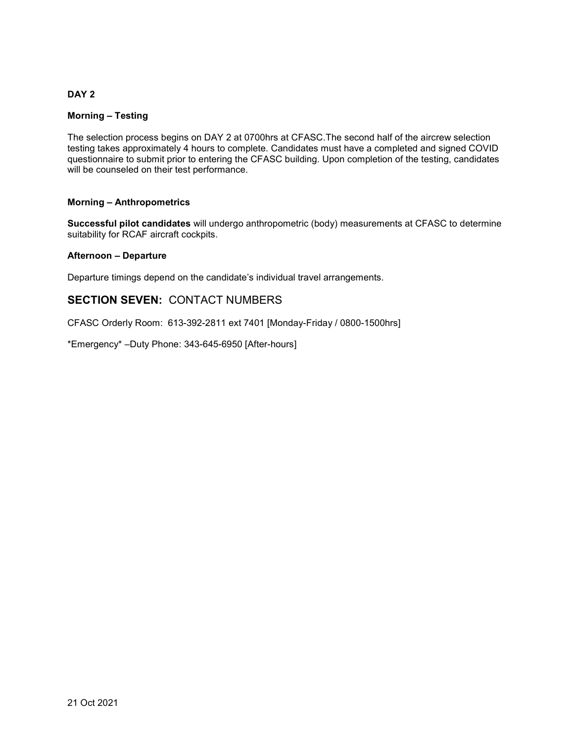**DAY 2**

**Morning – Testing**

The selection process begins on DAY 2 at 0700hrs at CFASC.The second half of the aircrew selection testing takes approximately 4 hours to complete. Candidates must have a completed and signed COVID questionnaire to submit prior to entering the CFASC building. Upon completion of the testing, candidates will be counseled on their test performance.

**Morning – Anthropometrics**

**Successful pilot candidates** will undergo anthropometric (body) measurements at CFASC to determine suitability for RCAF aircraft cockpits.

**Afternoon – Departure**

Departure timings depend on the candidate's individual travel arrangements.

## **SECTION SEVEN:** CONTACT NUMBERS

CFASC Orderly Room: 613-392-2811 ext 7401 [Monday-Friday / 0800-1500hrs]

*Emergency* –Duty Phone: 343-645-6950 [After-hours]

21 Oct 2021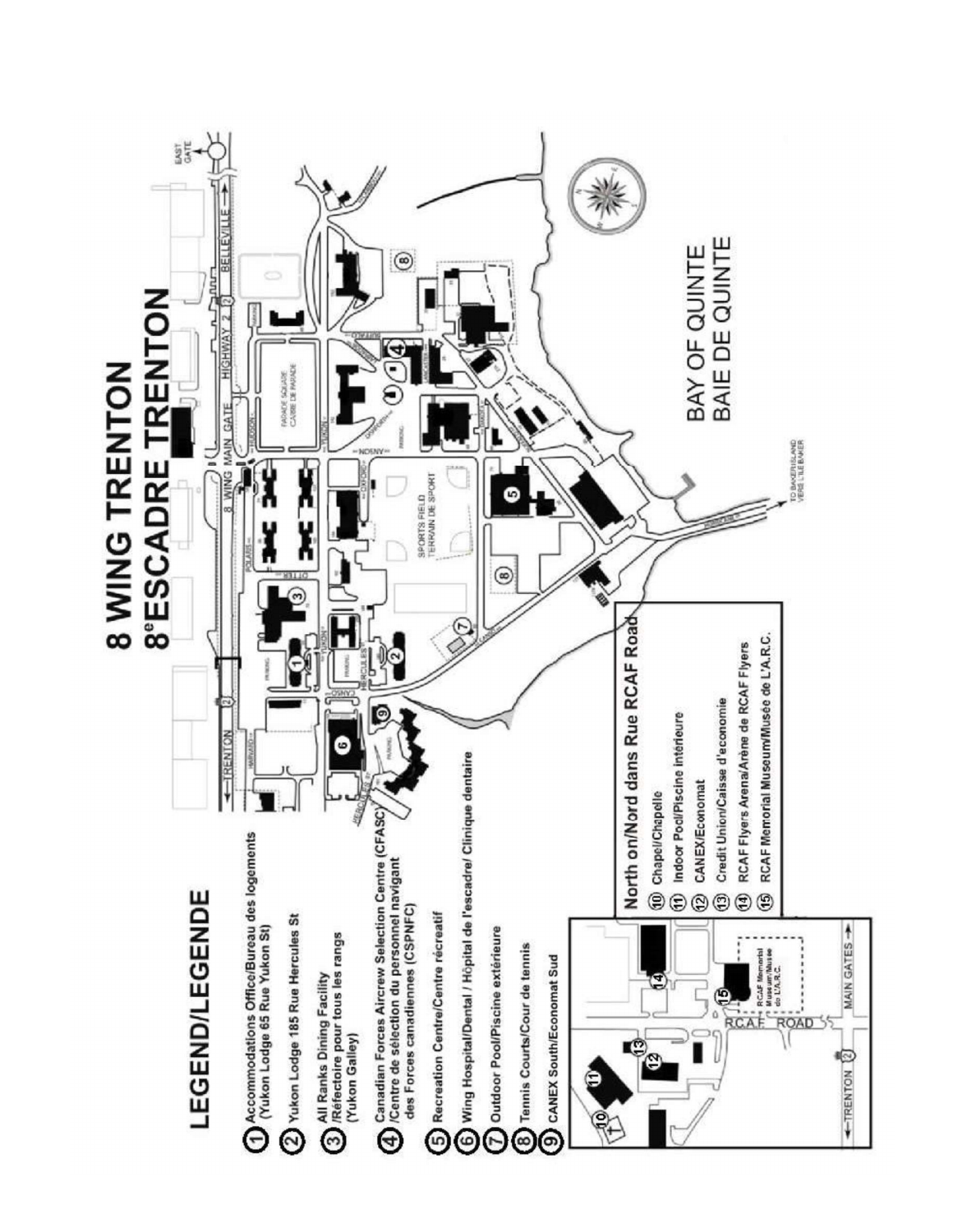# 8 WING TRENTON
# 8e ESCADRE TRENTON

## LEGEND/LEGENDE

1. Accommodations Office/Bureau des logements (Yukon Lodge 65 Rue Yukon St)
2. Yukon Lodge 185 Rue Hercules St
3. All Ranks Dining Facility /Réfectoire pour tous les rangs (Yukon Galley)
4. Canadian Forces Aircrew Selection Centre (CFASC) /Centre de sélection du personnel navigant des Forces canadiennes (CSPNFC)
5. Recreation Centre/Centre récreatif
6. Wing Hospital/Dental / Hôpital de l'escadre/ Clinique dentaire
7. Outdoor Pool/Piscine extérieure
8. Tennis Courts/Cour de tennis
9. CANEX South/Economat Sud

### North on/Nord dans Rue RCAF Road

10. Chapel/Chapelle
11. Indoor Pool/Piscine intérieure
12. CANEX/Economat
13. Credit Union/Caisse d'economie
14. RCAF Flyers Arena/Arène de RCAF Flyers
15. RCAF Memorial Museum/Musée de L'A.R.C.

BAY OF QUINTE
BAIE DE QUINTE

HIGHWAY 2
BELLEVILLE
TRENTON
8 WING MAIN GATE
EAST GATE
PARADE SQUARE
CARRE DE PARADE
SPORTS FIELD
TERRAIN DE SPORT
TO BAKER ISLAND
VERS L'ILE BAKER
R.C.A.F. ROAD
MAIN GATES
RCAF Memorial Museum/Musée de L'A.R.C.